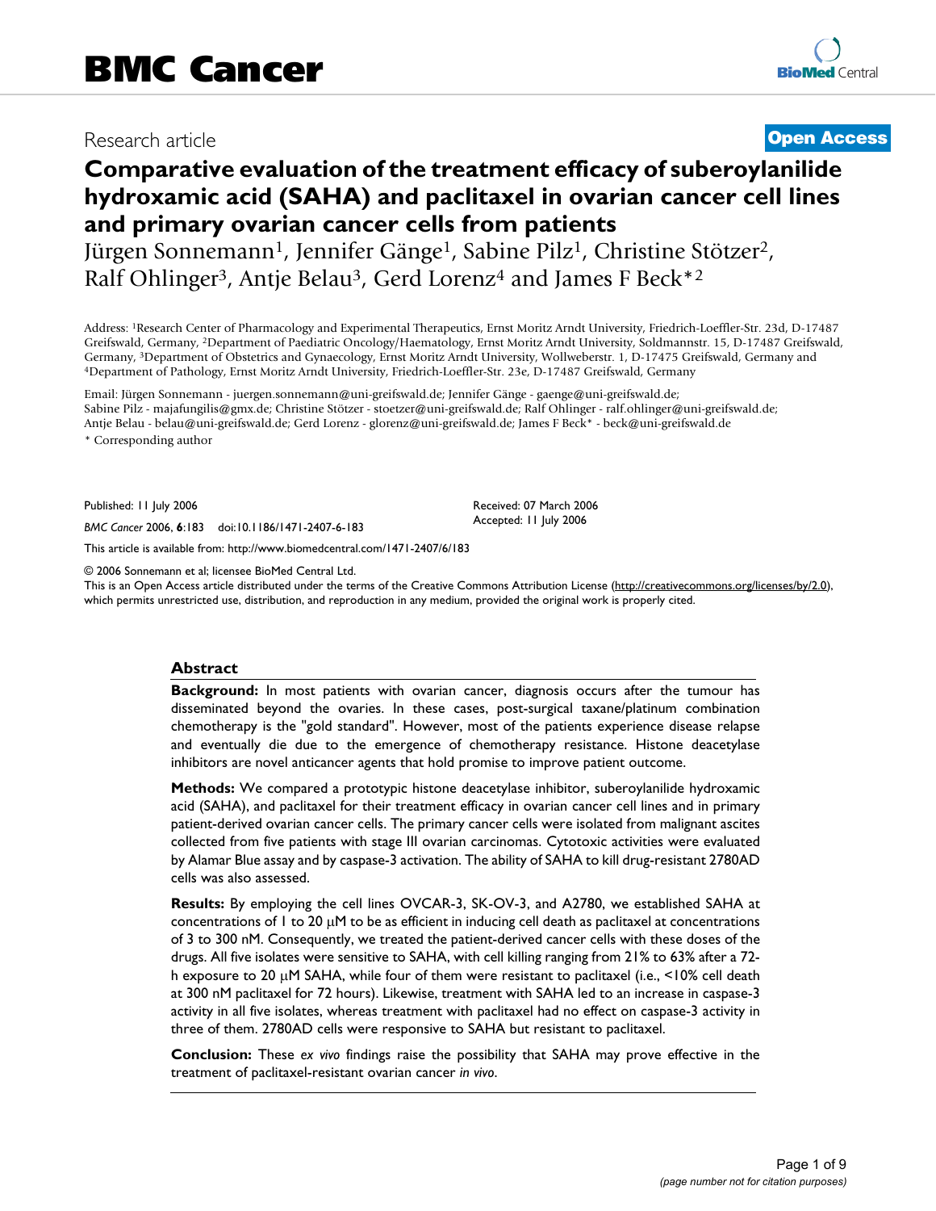# BMC Cancer

Research article

**Open Access**

# Comparative evaluation of the treatment efficacy of suberoylanilide hydroxamic acid (SAHA) and paclitaxel in ovarian cancer cell lines and primary ovarian cancer cells from patients

Jürgen Sonnemann[1], Jennifer Gänge[1], Sabine Pilz[1], Christine Stötzer[2], Ralf Ohlinger[3], Antje Belau[3], Gerd Lorenz[4] and James F Beck*[2]

Address: [1]Research Center of Pharmacology and Experimental Therapeutics, Ernst Moritz Arndt University, Friedrich-Loeffler-Str. 23d, D-17487 Greifswald, Germany, [2]Department of Paediatric Oncology/Haematology, Ernst Moritz Arndt University, Soldmannstr. 15, D-17487 Greifswald, Germany, [3]Department of Obstetrics and Gynaecology, Ernst Moritz Arndt University, Wollweberstr. 1, D-17475 Greifswald, Germany and [4]Department of Pathology, Ernst Moritz Arndt University, Friedrich-Loeffler-Str. 23e, D-17487 Greifswald, Germany

Email: Jürgen Sonnemann - juergen.sonnemann@uni-greifswald.de; Jennifer Gänge - gaenge@uni-greifswald.de; Sabine Pilz - majafungilis@gmx.de; Christine Stötzer - stoetzer@uni-greifswald.de; Ralf Ohlinger - ralf.ohlinger@uni-greifswald.de; Antje Belau - belau@uni-greifswald.de; Gerd Lorenz - glorenz@uni-greifswald.de; James F Beck* - beck@uni-greifswald.de

\* Corresponding author

Published: 11 July 2006

*BMC Cancer* 2006, **6**:183 doi:10.1186/1471-2407-6-183

Received: 07 March 2006

Accepted: 11 July 2006

This article is available from: http://www.biomedcentral.com/1471-2407/6/183

© 2006 Sonnemann et al; licensee BioMed Central Ltd.

This is an Open Access article distributed under the terms of the Creative Commons Attribution License (http://creativecommons.org/licenses/by/2.0), which permits unrestricted use, distribution, and reproduction in any medium, provided the original work is properly cited.

## Abstract

**Background:** In most patients with ovarian cancer, diagnosis occurs after the tumour has disseminated beyond the ovaries. In these cases, post-surgical taxane/platinum combination chemotherapy is the "gold standard". However, most of the patients experience disease relapse and eventually die due to the emergence of chemotherapy resistance. Histone deacetylase inhibitors are novel anticancer agents that hold promise to improve patient outcome.

**Methods:** We compared a prototypic histone deacetylase inhibitor, suberoylanilide hydroxamic acid (SAHA), and paclitaxel for their treatment efficacy in ovarian cancer cell lines and in primary patient-derived ovarian cancer cells. The primary cancer cells were isolated from malignant ascites collected from five patients with stage III ovarian carcinomas. Cytotoxic activities were evaluated by Alamar Blue assay and by caspase-3 activation. The ability of SAHA to kill drug-resistant 2780AD cells was also assessed.

**Results:** By employing the cell lines OVCAR-3, SK-OV-3, and A2780, we established SAHA at concentrations of 1 to 20 μM to be as efficient in inducing cell death as paclitaxel at concentrations of 3 to 300 nM. Consequently, we treated the patient-derived cancer cells with these doses of the drugs. All five isolates were sensitive to SAHA, with cell killing ranging from 21% to 63% after a 72-h exposure to 20 μM SAHA, while four of them were resistant to paclitaxel (i.e., <10% cell death at 300 nM paclitaxel for 72 hours). Likewise, treatment with SAHA led to an increase in caspase-3 activity in all five isolates, whereas treatment with paclitaxel had no effect on caspase-3 activity in three of them. 2780AD cells were responsive to SAHA but resistant to paclitaxel.

**Conclusion:** These *ex vivo* findings raise the possibility that SAHA may prove effective in the treatment of paclitaxel-resistant ovarian cancer *in vivo*.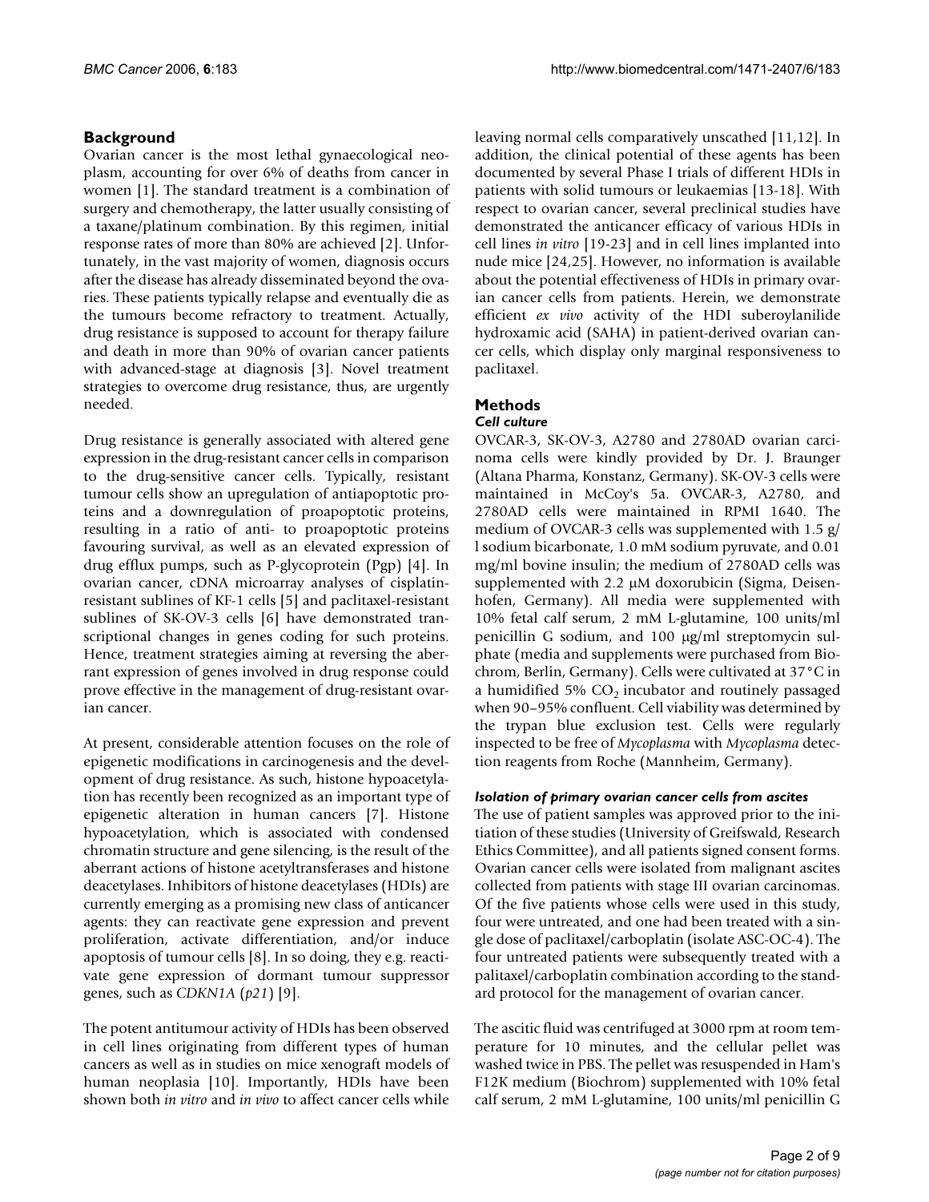## Background

Ovarian cancer is the most lethal gynaecological neoplasm, accounting for over 6% of deaths from cancer in women [1]. The standard treatment is a combination of surgery and chemotherapy, the latter usually consisting of a taxane/platinum combination. By this regimen, initial response rates of more than 80% are achieved [2]. Unfortunately, in the vast majority of women, diagnosis occurs after the disease has already disseminated beyond the ovaries. These patients typically relapse and eventually die as the tumours become refractory to treatment. Actually, drug resistance is supposed to account for therapy failure and death in more than 90% of ovarian cancer patients with advanced-stage at diagnosis [3]. Novel treatment strategies to overcome drug resistance, thus, are urgently needed.

Drug resistance is generally associated with altered gene expression in the drug-resistant cancer cells in comparison to the drug-sensitive cancer cells. Typically, resistant tumour cells show an upregulation of antiapoptotic proteins and a downregulation of proapoptotic proteins, resulting in a ratio of anti- to proapoptotic proteins favouring survival, as well as an elevated expression of drug efflux pumps, such as P-glycoprotein (Pgp) [4]. In ovarian cancer, cDNA microarray analyses of cisplatin-resistant sublines of KF-1 cells [5] and paclitaxel-resistant sublines of SK-OV-3 cells [6] have demonstrated transcriptional changes in genes coding for such proteins. Hence, treatment strategies aiming at reversing the aberrant expression of genes involved in drug response could prove effective in the management of drug-resistant ovarian cancer.

At present, considerable attention focuses on the role of epigenetic modifications in carcinogenesis and the development of drug resistance. As such, histone hypoacetylation has recently been recognized as an important type of epigenetic alteration in human cancers [7]. Histone hypoacetylation, which is associated with condensed chromatin structure and gene silencing, is the result of the aberrant actions of histone acetyltransferases and histone deacetylases. Inhibitors of histone deacetylases (HDIs) are currently emerging as a promising new class of anticancer agents: they can reactivate gene expression and prevent proliferation, activate differentiation, and/or induce apoptosis of tumour cells [8]. In so doing, they e.g. reactivate gene expression of dormant tumour suppressor genes, such as *CDKN1A* (*p21*) [9].

The potent antitumour activity of HDIs has been observed in cell lines originating from different types of human cancers as well as in studies on mice xenograft models of human neoplasia [10]. Importantly, HDIs have been shown both *in vitro* and *in vivo* to affect cancer cells while leaving normal cells comparatively unscathed [11,12]. In addition, the clinical potential of these agents has been documented by several Phase I trials of different HDIs in patients with solid tumours or leukaemias [13-18]. With respect to ovarian cancer, several preclinical studies have demonstrated the anticancer efficacy of various HDIs in cell lines *in vitro* [19-23] and in cell lines implanted into nude mice [24,25]. However, no information is available about the potential effectiveness of HDIs in primary ovarian cancer cells from patients. Herein, we demonstrate efficient *ex vivo* activity of the HDI suberoylanilide hydroxamic acid (SAHA) in patient-derived ovarian cancer cells, which display only marginal responsiveness to paclitaxel.

## Methods

### Cell culture

OVCAR-3, SK-OV-3, A2780 and 2780AD ovarian carcinoma cells were kindly provided by Dr. J. Braunger (Altana Pharma, Konstanz, Germany). SK-OV-3 cells were maintained in McCoy's 5a. OVCAR-3, A2780, and 2780AD cells were maintained in RPMI 1640. The medium of OVCAR-3 cells was supplemented with 1.5 g/l sodium bicarbonate, 1.0 mM sodium pyruvate, and 0.01 mg/ml bovine insulin; the medium of 2780AD cells was supplemented with 2.2 μM doxorubicin (Sigma, Deisenhofen, Germany). All media were supplemented with 10% fetal calf serum, 2 mM L-glutamine, 100 units/ml penicillin G sodium, and 100 μg/ml streptomycin sulphate (media and supplements were purchased from Biochrom, Berlin, Germany). Cells were cultivated at 37°C in a humidified 5% $CO_2$ incubator and routinely passaged when 90–95% confluent. Cell viability was determined by the trypan blue exclusion test. Cells were regularly inspected to be free of *Mycoplasma* with *Mycoplasma* detection reagents from Roche (Mannheim, Germany).

### Isolation of primary ovarian cancer cells from ascites

The use of patient samples was approved prior to the initiation of these studies (University of Greifswald, Research Ethics Committee), and all patients signed consent forms. Ovarian cancer cells were isolated from malignant ascites collected from patients with stage III ovarian carcinomas. Of the five patients whose cells were used in this study, four were untreated, and one had been treated with a single dose of paclitaxel/carboplatin (isolate ASC-OC-4). The four untreated patients were subsequently treated with a palitaxel/carboplatin combination according to the standard protocol for the management of ovarian cancer.

The ascitic fluid was centrifuged at 3000 rpm at room temperature for 10 minutes, and the cellular pellet was washed twice in PBS. The pellet was resuspended in Ham's F12K medium (Biochrom) supplemented with 10% fetal calf serum, 2 mM L-glutamine, 100 units/ml penicillin G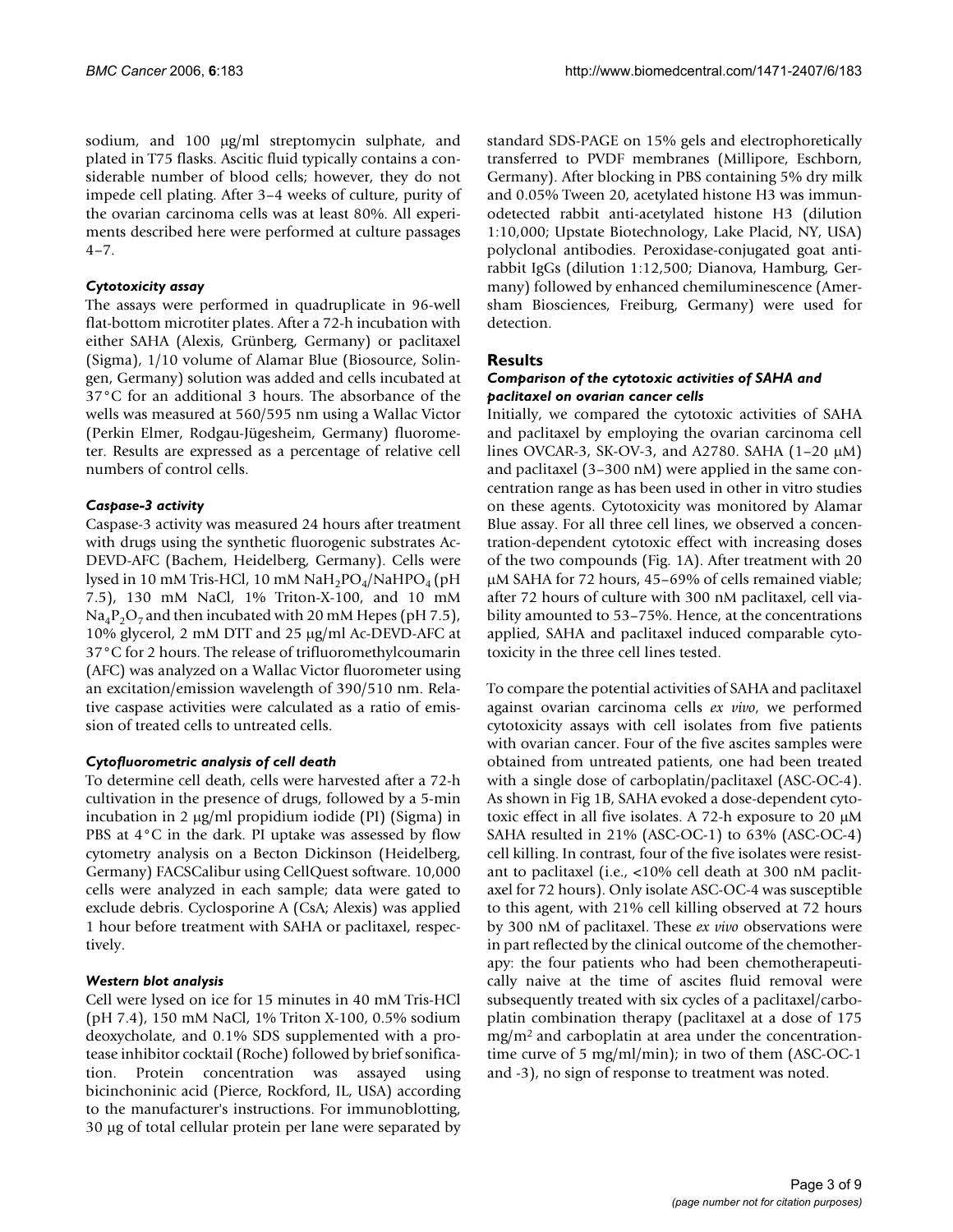sodium, and 100 μg/ml streptomycin sulphate, and plated in T75 flasks. Ascitic fluid typically contains a considerable number of blood cells; however, they do not impede cell plating. After 3–4 weeks of culture, purity of the ovarian carcinoma cells was at least 80%. All experiments described here were performed at culture passages 4–7.

### *Cytotoxicity assay*

The assays were performed in quadruplicate in 96-well flat-bottom microtiter plates. After a 72-h incubation with either SAHA (Alexis, Grünberg, Germany) or paclitaxel (Sigma), 1/10 volume of Alamar Blue (Biosource, Solingen, Germany) solution was added and cells incubated at 37°C for an additional 3 hours. The absorbance of the wells was measured at 560/595 nm using a Wallac Victor (Perkin Elmer, Rodgau-Jügesheim, Germany) fluorometer. Results are expressed as a percentage of relative cell numbers of control cells.

### *Caspase-3 activity*

Caspase-3 activity was measured 24 hours after treatment with drugs using the synthetic fluorogenic substrates Ac-DEVD-AFC (Bachem, Heidelberg, Germany). Cells were lysed in 10 mM Tris-HCl, 10 mM $NaH_2PO_4$/$NaHPO_4$ (pH 7.5), 130 mM NaCl, 1% Triton-X-100, and 10 mM $Na_4P_2O_7$ and then incubated with 20 mM Hepes (pH 7.5), 10% glycerol, 2 mM DTT and 25 μg/ml Ac-DEVD-AFC at 37°C for 2 hours. The release of trifluoromethylcoumarin (AFC) was analyzed on a Wallac Victor fluorometer using an excitation/emission wavelength of 390/510 nm. Relative caspase activities were calculated as a ratio of emission of treated cells to untreated cells.

### *Cytofluorometric analysis of cell death*

To determine cell death, cells were harvested after a 72-h cultivation in the presence of drugs, followed by a 5-min incubation in 2 μg/ml propidium iodide (PI) (Sigma) in PBS at 4°C in the dark. PI uptake was assessed by flow cytometry analysis on a Becton Dickinson (Heidelberg, Germany) FACSCalibur using CellQuest software. 10,000 cells were analyzed in each sample; data were gated to exclude debris. Cyclosporine A (CsA; Alexis) was applied 1 hour before treatment with SAHA or paclitaxel, respectively.

### *Western blot analysis*

Cell were lysed on ice for 15 minutes in 40 mM Tris-HCl (pH 7.4), 150 mM NaCl, 1% Triton X-100, 0.5% sodium deoxycholate, and 0.1% SDS supplemented with a protease inhibitor cocktail (Roche) followed by brief sonification. Protein concentration was assayed using bicinchoninic acid (Pierce, Rockford, IL, USA) according to the manufacturer's instructions. For immunoblotting, 30 μg of total cellular protein per lane were separated by standard SDS-PAGE on 15% gels and electrophoretically transferred to PVDF membranes (Millipore, Eschborn, Germany). After blocking in PBS containing 5% dry milk and 0.05% Tween 20, acetylated histone H3 was immunodetected rabbit anti-acetylated histone H3 (dilution 1:10,000; Upstate Biotechnology, Lake Placid, NY, USA) polyclonal antibodies. Peroxidase-conjugated goat anti-rabbit IgGs (dilution 1:12,500; Dianova, Hamburg, Germany) followed by enhanced chemiluminescence (Amersham Biosciences, Freiburg, Germany) were used for detection.

## Results

### *Comparison of the cytotoxic activities of SAHA and paclitaxel on ovarian cancer cells*

Initially, we compared the cytotoxic activities of SAHA and paclitaxel by employing the ovarian carcinoma cell lines OVCAR-3, SK-OV-3, and A2780. SAHA (1–20 μM) and paclitaxel (3–300 nM) were applied in the same concentration range as has been used in other in vitro studies on these agents. Cytotoxicity was monitored by Alamar Blue assay. For all three cell lines, we observed a concentration-dependent cytotoxic effect with increasing doses of the two compounds (Fig. 1A). After treatment with 20 μM SAHA for 72 hours, 45–69% of cells remained viable; after 72 hours of culture with 300 nM paclitaxel, cell viability amounted to 53–75%. Hence, at the concentrations applied, SAHA and paclitaxel induced comparable cytotoxicity in the three cell lines tested.

To compare the potential activities of SAHA and paclitaxel against ovarian carcinoma cells *ex vivo*, we performed cytotoxicity assays with cell isolates from five patients with ovarian cancer. Four of the five ascites samples were obtained from untreated patients, one had been treated with a single dose of carboplatin/paclitaxel (ASC-OC-4). As shown in Fig 1B, SAHA evoked a dose-dependent cytotoxic effect in all five isolates. A 72-h exposure to 20 μM SAHA resulted in 21% (ASC-OC-1) to 63% (ASC-OC-4) cell killing. In contrast, four of the five isolates were resistant to paclitaxel (i.e., <10% cell death at 300 nM paclitaxel for 72 hours). Only isolate ASC-OC-4 was susceptible to this agent, with 21% cell killing observed at 72 hours by 300 nM of paclitaxel. These *ex vivo* observations were in part reflected by the clinical outcome of the chemotherapy: the four patients who had been chemotherapeutically naive at the time of ascites fluid removal were subsequently treated with six cycles of a paclitaxel/carboplatin combination therapy (paclitaxel at a dose of 175 $mg/m^2$ and carboplatin at area under the concentration-time curve of 5 mg/ml/min); in two of them (ASC-OC-1 and -3), no sign of response to treatment was noted.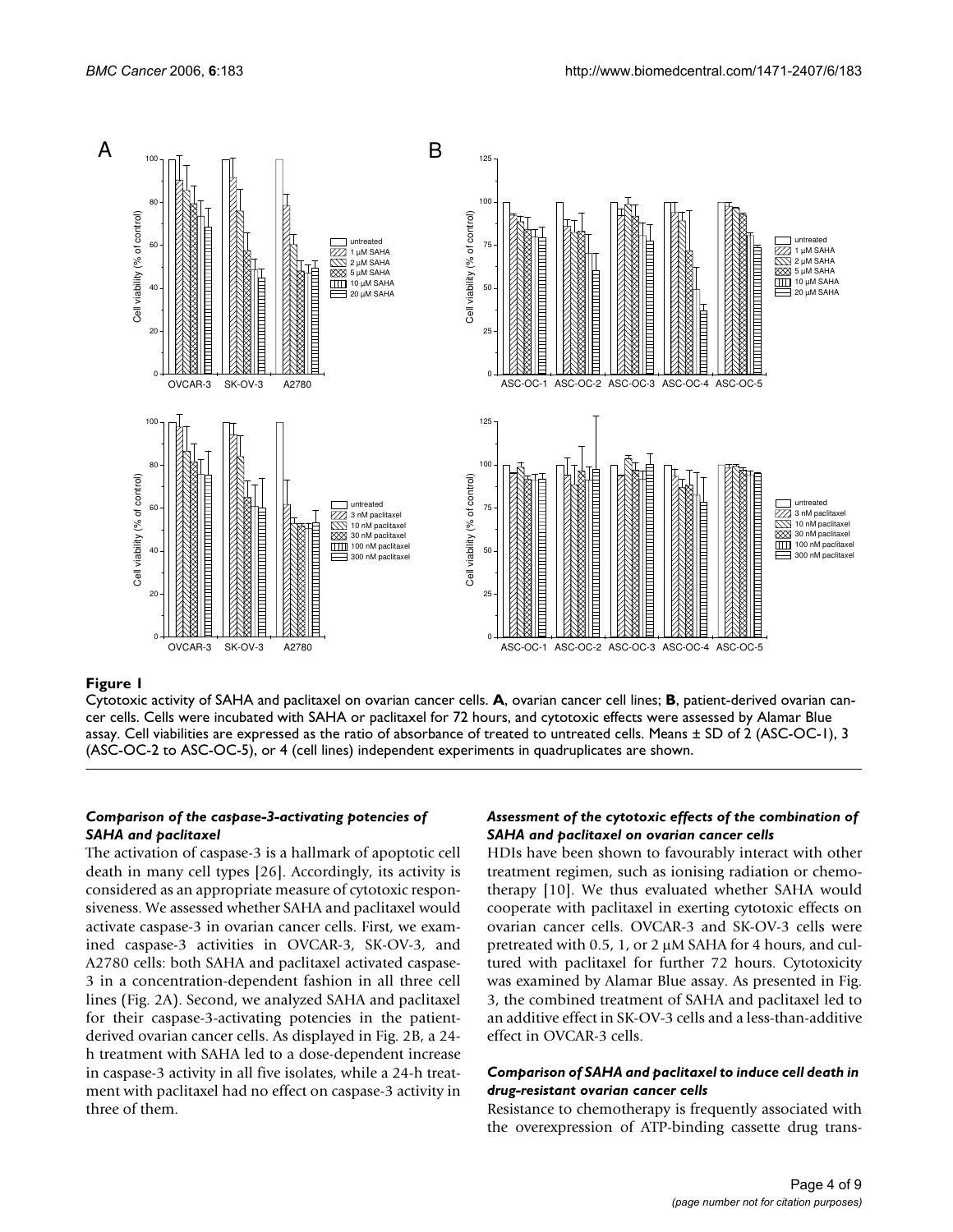**Figure 1**

Cytotoxic activity of SAHA and paclitaxel on ovarian cancer cells. **A**, ovarian cancer cell lines; **B**, patient-derived ovarian cancer cells. Cells were incubated with SAHA or paclitaxel for 72 hours, and cytotoxic effects were assessed by Alamar Blue assay. Cell viabilities are expressed as the ratio of absorbance of treated to untreated cells. Means ± SD of 2 (ASC-OC-1), 3 (ASC-OC-2 to ASC-OC-5), or 4 (cell lines) independent experiments in quadruplicates are shown.

#### *Comparison of the caspase-3-activating potencies of SAHA and paclitaxel*

The activation of caspase-3 is a hallmark of apoptotic cell death in many cell types [26]. Accordingly, its activity is considered as an appropriate measure of cytotoxic responsiveness. We assessed whether SAHA and paclitaxel would activate caspase-3 in ovarian cancer cells. First, we examined caspase-3 activities in OVCAR-3, SK-OV-3, and A2780 cells: both SAHA and paclitaxel activated caspase-3 in a concentration-dependent fashion in all three cell lines (Fig. 2A). Second, we analyzed SAHA and paclitaxel for their caspase-3-activating potencies in the patient-derived ovarian cancer cells. As displayed in Fig. 2B, a 24-h treatment with SAHA led to a dose-dependent increase in caspase-3 activity in all five isolates, while a 24-h treatment with paclitaxel had no effect on caspase-3 activity in three of them.

#### *Assessment of the cytotoxic effects of the combination of SAHA and paclitaxel on ovarian cancer cells*

HDIs have been shown to favourably interact with other treatment regimen, such as ionising radiation or chemotherapy [10]. We thus evaluated whether SAHA would cooperate with paclitaxel in exerting cytotoxic effects on ovarian cancer cells. OVCAR-3 and SK-OV-3 cells were pretreated with 0.5, 1, or 2 μM SAHA for 4 hours, and cultured with paclitaxel for further 72 hours. Cytotoxicity was examined by Alamar Blue assay. As presented in Fig. 3, the combined treatment of SAHA and paclitaxel led to an additive effect in SK-OV-3 cells and a less-than-additive effect in OVCAR-3 cells.

#### *Comparison of SAHA and paclitaxel to induce cell death in drug-resistant ovarian cancer cells*

Resistance to chemotherapy is frequently associated with the overexpression of ATP-binding cassette drug trans-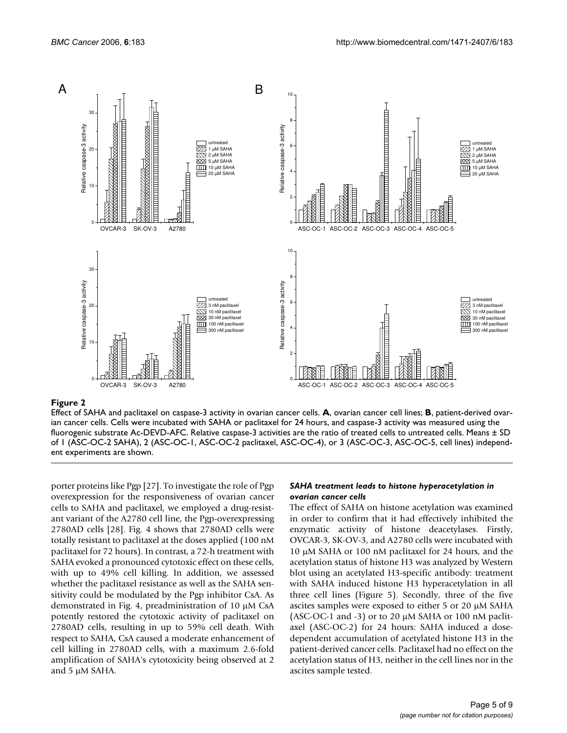**Figure 2**

Effect of SAHA and paclitaxel on caspase-3 activity in ovarian cancer cells. **A**, ovarian cancer cell lines; **B**, patient-derived ovarian cancer cells. Cells were incubated with SAHA or paclitaxel for 24 hours, and caspase-3 activity was measured using the fluorogenic substrate Ac-DEVD-AFC. Relative caspase-3 activities are the ratio of treated cells to untreated cells. Means ± SD of 1 (ASC-OC-2 SAHA), 2 (ASC-OC-1, ASC-OC-2 paclitaxel, ASC-OC-4), or 3 (ASC-OC-3, ASC-OC-5, cell lines) independent experiments are shown.

porter proteins like Pgp [27]. To investigate the role of Pgp overexpression for the responsiveness of ovarian cancer cells to SAHA and paclitaxel, we employed a drug-resistant variant of the A2780 cell line, the Pgp-overexpressing 2780AD cells [28]. Fig. 4 shows that 2780AD cells were totally resistant to paclitaxel at the doses applied (100 nM paclitaxel for 72 hours). In contrast, a 72-h treatment with SAHA evoked a pronounced cytotoxic effect on these cells, with up to 49% cell killing. In addition, we assessed whether the paclitaxel resistance as well as the SAHA sensitivity could be modulated by the Pgp inhibitor CsA. As demonstrated in Fig. 4, preadministration of 10 μM CsA potently restored the cytotoxic activity of paclitaxel on 2780AD cells, resulting in up to 59% cell death. With respect to SAHA, CsA caused a moderate enhancement of cell killing in 2780AD cells, with a maximum 2.6-fold amplification of SAHA's cytotoxicity being observed at 2 and 5 μM SAHA.

### *SAHA treatment leads to histone hyperacetylation in ovarian cancer cells*

The effect of SAHA on histone acetylation was examined in order to confirm that it had effectively inhibited the enzymatic activity of histone deacetylases. Firstly, OVCAR-3, SK-OV-3, and A2780 cells were incubated with 10 μM SAHA or 100 nM paclitaxel for 24 hours, and the acetylation status of histone H3 was analyzed by Western blot using an acetylated H3-specific antibody: treatment with SAHA induced histone H3 hyperacetylation in all three cell lines (Figure 5). Secondly, three of the five ascites samples were exposed to either 5 or 20 μM SAHA (ASC-OC-1 and -3) or to 20 μM SAHA or 100 nM paclitaxel (ASC-OC-2) for 24 hours: SAHA induced a dose-dependent accumulation of acetylated histone H3 in the patient-derived cancer cells. Paclitaxel had no effect on the acetylation status of H3, neither in the cell lines nor in the ascites sample tested.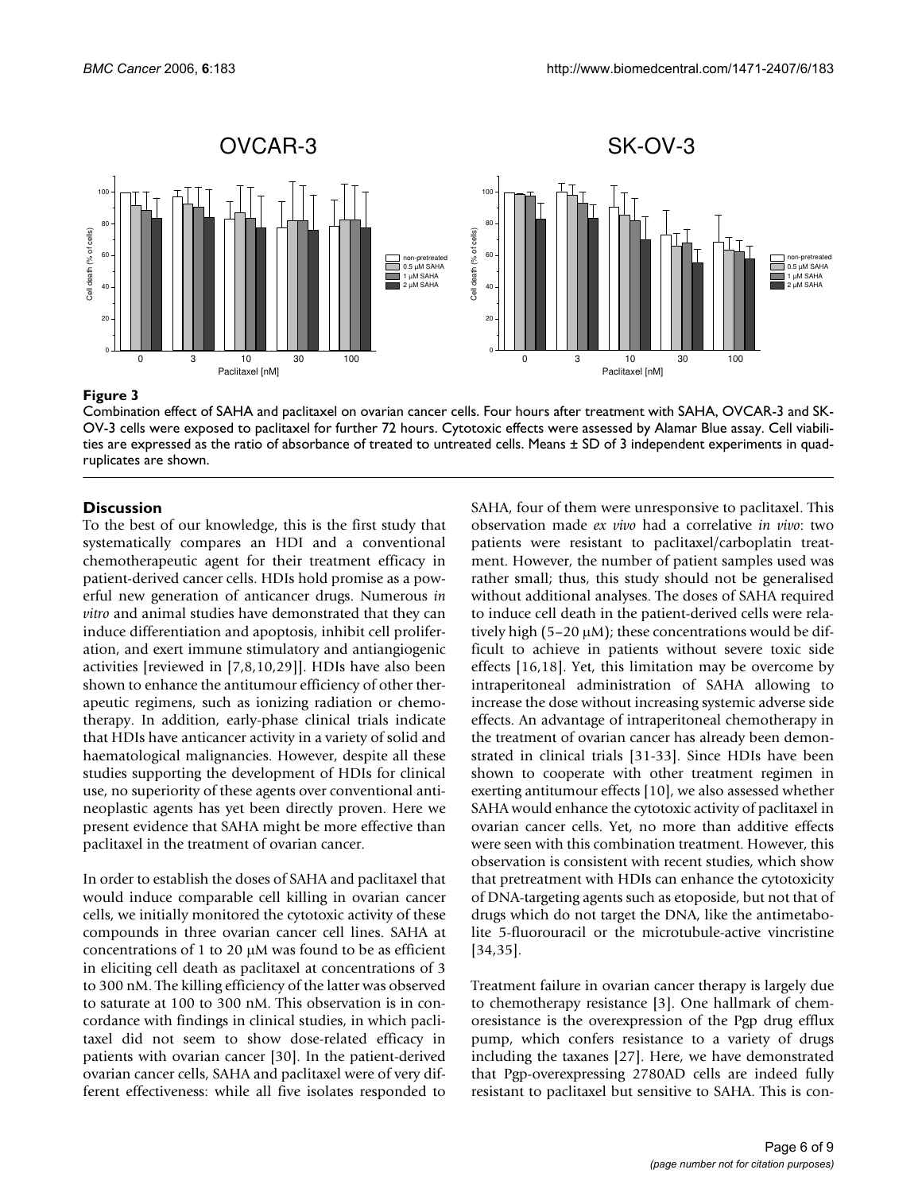**Figure 3**

Combination effect of SAHA and paclitaxel on ovarian cancer cells. Four hours after treatment with SAHA, OVCAR-3 and SK-OV-3 cells were exposed to paclitaxel for further 72 hours. Cytotoxic effects were assessed by Alamar Blue assay. Cell viabilities are expressed as the ratio of absorbance of treated to untreated cells. Means ± SD of 3 independent experiments in quadruplicates are shown.

## Discussion

To the best of our knowledge, this is the first study that systematically compares an HDI and a conventional chemotherapeutic agent for their treatment efficacy in patient-derived cancer cells. HDIs hold promise as a powerful new generation of anticancer drugs. Numerous *in vitro* and animal studies have demonstrated that they can induce differentiation and apoptosis, inhibit cell proliferation, and exert immune stimulatory and antiangiogenic activities [reviewed in [7,8,10,29]]. HDIs have also been shown to enhance the antitumour efficiency of other therapeutic regimens, such as ionizing radiation or chemotherapy. In addition, early-phase clinical trials indicate that HDIs have anticancer activity in a variety of solid and haematological malignancies. However, despite all these studies supporting the development of HDIs for clinical use, no superiority of these agents over conventional antineoplastic agents has yet been directly proven. Here we present evidence that SAHA might be more effective than paclitaxel in the treatment of ovarian cancer.

In order to establish the doses of SAHA and paclitaxel that would induce comparable cell killing in ovarian cancer cells, we initially monitored the cytotoxic activity of these compounds in three ovarian cancer cell lines. SAHA at concentrations of 1 to 20 μM was found to be as efficient in eliciting cell death as paclitaxel at concentrations of 3 to 300 nM. The killing efficiency of the latter was observed to saturate at 100 to 300 nM. This observation is in concordance with findings in clinical studies, in which paclitaxel did not seem to show dose-related efficacy in patients with ovarian cancer [30]. In the patient-derived ovarian cancer cells, SAHA and paclitaxel were of very different effectiveness: while all five isolates responded to SAHA, four of them were unresponsive to paclitaxel. This observation made *ex vivo* had a correlative *in vivo*: two patients were resistant to paclitaxel/carboplatin treatment. However, the number of patient samples used was rather small; thus, this study should not be generalised without additional analyses. The doses of SAHA required to induce cell death in the patient-derived cells were relatively high (5–20 μM); these concentrations would be difficult to achieve in patients without severe toxic side effects [16,18]. Yet, this limitation may be overcome by intraperitoneal administration of SAHA allowing to increase the dose without increasing systemic adverse side effects. An advantage of intraperitoneal chemotherapy in the treatment of ovarian cancer has already been demonstrated in clinical trials [31-33]. Since HDIs have been shown to cooperate with other treatment regimen in exerting antitumour effects [10], we also assessed whether SAHA would enhance the cytotoxic activity of paclitaxel in ovarian cancer cells. Yet, no more than additive effects were seen with this combination treatment. However, this observation is consistent with recent studies, which show that pretreatment with HDIs can enhance the cytotoxicity of DNA-targeting agents such as etoposide, but not that of drugs which do not target the DNA, like the antimetabolite 5-fluorouracil or the microtubule-active vincristine [34,35].

Treatment failure in ovarian cancer therapy is largely due to chemotherapy resistance [3]. One hallmark of chemoresistance is the overexpression of the Pgp drug efflux pump, which confers resistance to a variety of drugs including the taxanes [27]. Here, we have demonstrated that Pgp-overexpressing 2780AD cells are indeed fully resistant to paclitaxel but sensitive to SAHA. This is con-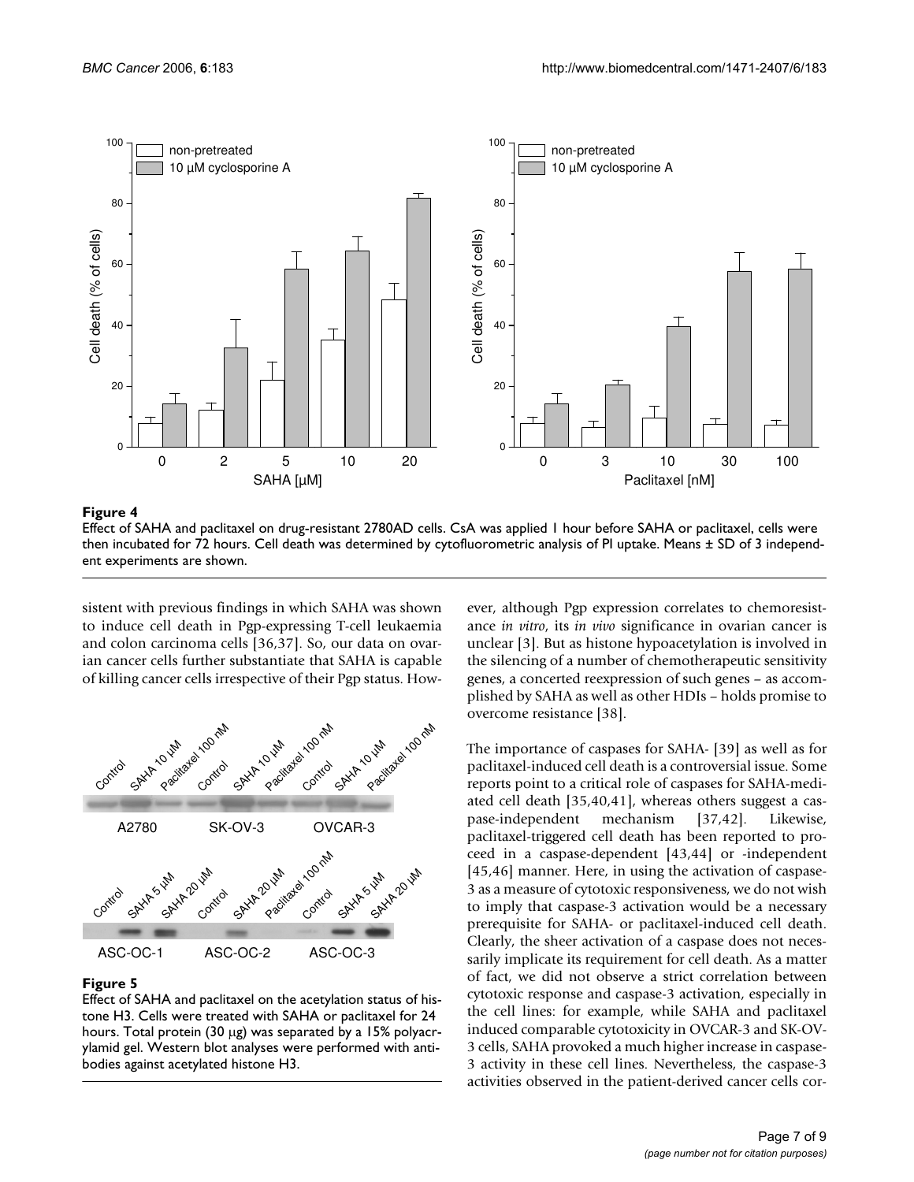**Figure 4**

Effect of SAHA and paclitaxel on drug-resistant 2780AD cells. CsA was applied 1 hour before SAHA or paclitaxel, cells were then incubated for 72 hours. Cell death was determined by cytofluorometric analysis of PI uptake. Means ± SD of 3 independent experiments are shown.

sistent with previous findings in which SAHA was shown to induce cell death in Pgp-expressing T-cell leukaemia and colon carcinoma cells [36,37]. So, our data on ovarian cancer cells further substantiate that SAHA is capable of killing cancer cells irrespective of their Pgp status. However, although Pgp expression correlates to chemoresistance *in vitro*, its *in vivo* significance in ovarian cancer is unclear [3]. But as histone hypoacetylation is involved in the silencing of a number of chemotherapeutic sensitivity genes, a concerted reexpression of such genes – as accomplished by SAHA as well as other HDIs – holds promise to overcome resistance [38].

**Figure 5**

Effect of SAHA and paclitaxel on the acetylation status of histone H3. Cells were treated with SAHA or paclitaxel for 24 hours. Total protein (30 μg) was separated by a 15% polyacrylamid gel. Western blot analyses were performed with antibodies against acetylated histone H3.

The importance of caspases for SAHA- [39] as well as for paclitaxel-induced cell death is a controversial issue. Some reports point to a critical role of caspases for SAHA-mediated cell death [35,40,41], whereas others suggest a caspase-independent mechanism [37,42]. Likewise, paclitaxel-triggered cell death has been reported to proceed in a caspase-dependent [43,44] or -independent [45,46] manner. Here, in using the activation of caspase-3 as a measure of cytotoxic responsiveness, we do not wish to imply that caspase-3 activation would be a necessary prerequisite for SAHA- or paclitaxel-induced cell death. Clearly, the sheer activation of a caspase does not necessarily implicate its requirement for cell death. As a matter of fact, we did not observe a strict correlation between cytotoxic response and caspase-3 activation, especially in the cell lines: for example, while SAHA and paclitaxel induced comparable cytotoxicity in OVCAR-3 and SK-OV-3 cells, SAHA provoked a much higher increase in caspase-3 activity in these cell lines. Nevertheless, the caspase-3 activities observed in the patient-derived cancer cells cor-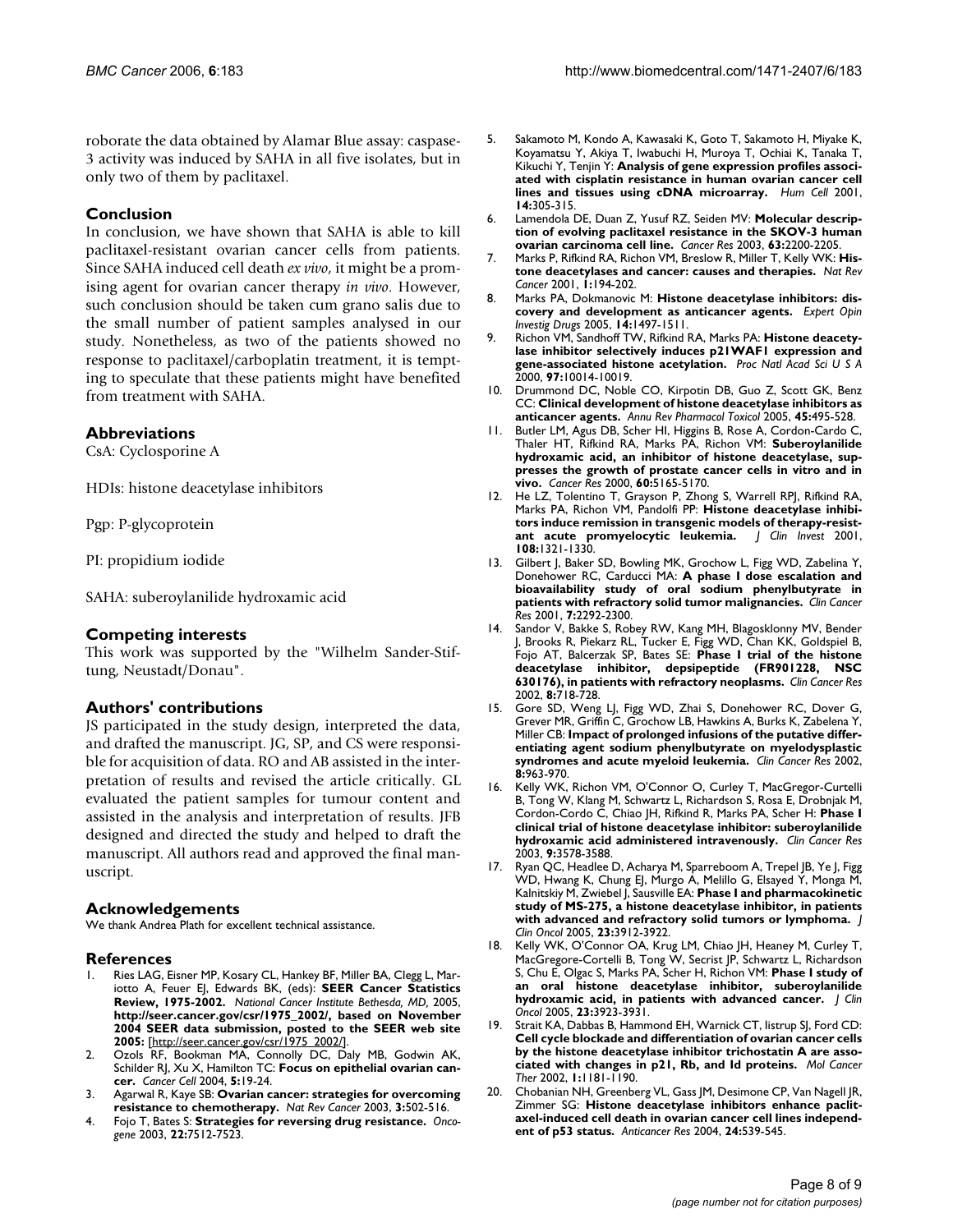roborate the data obtained by Alamar Blue assay: caspase-3 activity was induced by SAHA in all five isolates, but in only two of them by paclitaxel.

## Conclusion

In conclusion, we have shown that SAHA is able to kill paclitaxel-resistant ovarian cancer cells from patients. Since SAHA induced cell death *ex vivo*, it might be a promising agent for ovarian cancer therapy *in vivo*. However, such conclusion should be taken cum grano salis due to the small number of patient samples analysed in our study. Nonetheless, as two of the patients showed no response to paclitaxel/carboplatin treatment, it is tempting to speculate that these patients might have benefited from treatment with SAHA.

## Abbreviations

CsA: Cyclosporine A

HDIs: histone deacetylase inhibitors

Pgp: P-glycoprotein

PI: propidium iodide

SAHA: suberoylanilide hydroxamic acid

## Competing interests

This work was supported by the "Wilhelm Sander-Stiftung, Neustadt/Donau".

## Authors' contributions

JS participated in the study design, interpreted the data, and drafted the manuscript. JG, SP, and CS were responsible for acquisition of data. RO and AB assisted in the interpretation of results and revised the article critically. GL evaluated the patient samples for tumour content and assisted in the analysis and interpretation of results. JFB designed and directed the study and helped to draft the manuscript. All authors read and approved the final manuscript.

## Acknowledgements

We thank Andrea Plath for excellent technical assistance.

## References

1. Ries LAG, Eisner MP, Kosary CL, Hankey BF, Miller BA, Clegg L, Mariotto A, Feuer EJ, Edwards BK, (eds): **SEER Cancer Statistics Review, 1975-2002.** *National Cancer Institute Bethesda, MD,* 2005, **http://seer.cancer.gov/csr/1975_2002/, based on November 2004 SEER data submission, posted to the SEER web site 2005:** [http://seer.cancer.gov/csr/1975_2002/].
2. Ozols RF, Bookman MA, Connolly DC, Daly MB, Godwin AK, Schilder RJ, Xu X, Hamilton TC: **Focus on epithelial ovarian cancer.** *Cancer Cell* 2004, **5:**19-24.
3. Agarwal R, Kaye SB: **Ovarian cancer: strategies for overcoming resistance to chemotherapy.** *Nat Rev Cancer* 2003, **3:**502-516.
4. Fojo T, Bates S: **Strategies for reversing drug resistance.** *Oncogene* 2003, **22:**7512-7523.
5. Sakamoto M, Kondo A, Kawasaki K, Goto T, Sakamoto H, Miyake K, Koyamatsu Y, Akiya T, Iwabuchi H, Muroya T, Ochiai K, Tanaka T, Kikuchi Y, Tenjin Y: **Analysis of gene expression profiles associated with cisplatin resistance in human ovarian cancer cell lines and tissues using cDNA microarray.** *Hum Cell* 2001, **14:**305-315.
6. Lamendola DE, Duan Z, Yusuf RZ, Seiden MV: **Molecular description of evolving paclitaxel resistance in the SKOV-3 human ovarian carcinoma cell line.** *Cancer Res* 2003, **63:**2200-2205.
7. Marks P, Rifkind RA, Richon VM, Breslow R, Miller T, Kelly WK: **Histone deacetylases and cancer: causes and therapies.** *Nat Rev Cancer* 2001, **1:**194-202.
8. Marks PA, Dokmanovic M: **Histone deacetylase inhibitors: discovery and development as anticancer agents.** *Expert Opin Investig Drugs* 2005, **14:**1497-1511.
9. Richon VM, Sandhoff TW, Rifkind RA, Marks PA: **Histone deacetylase inhibitor selectively induces p21WAF1 expression and gene-associated histone acetylation.** *Proc Natl Acad Sci U S A* 2000, **97:**10014-10019.
10. Drummond DC, Noble CO, Kirpotin DB, Guo Z, Scott GK, Benz CC: **Clinical development of histone deacetylase inhibitors as anticancer agents.** *Annu Rev Pharmacol Toxicol* 2005, **45:**495-528.
11. Butler LM, Agus DB, Scher HI, Higgins B, Rose A, Cordon-Cardo C, Thaler HT, Rifkind RA, Marks PA, Richon VM: **Suberoylanilide hydroxamic acid, an inhibitor of histone deacetylase, suppresses the growth of prostate cancer cells in vitro and in vivo.** *Cancer Res* 2000, **60:**5165-5170.
12. He LZ, Tolentino T, Grayson P, Zhong S, Warrell RPJ, Rifkind RA, Marks PA, Richon VM, Pandolfi PP: **Histone deacetylase inhibitors induce remission in transgenic models of therapy-resistant acute promyelocytic leukemia.** *J Clin Invest* 2001, **108:**1321-1330.
13. Gilbert J, Baker SD, Bowling MK, Grochow L, Figg WD, Zabelina Y, Donehower RC, Carducci MA: **A phase I dose escalation and bioavailability study of oral sodium phenylbutyrate in patients with refractory solid tumor malignancies.** *Clin Cancer Res* 2001, **7:**2292-2300.
14. Sandor V, Bakke S, Robey RW, Kang MH, Blagosklonny MV, Bender J, Brooks R, Piekarz RL, Tucker E, Figg WD, Chan KK, Goldspiel B, Fojo AT, Balcerzak SP, Bates SE: **Phase I trial of the histone deacetylase inhibitor, depsipeptide (FR901228, NSC 630176), in patients with refractory neoplasms.** *Clin Cancer Res* 2002, **8:**718-728.
15. Gore SD, Weng LJ, Figg WD, Zhai S, Donehower RC, Dover G, Grever MR, Griffin C, Grochow LB, Hawkins A, Burks K, Zabelena Y, Miller CB: **Impact of prolonged infusions of the putative differentiating agent sodium phenylbutyrate on myelodysplastic syndromes and acute myeloid leukemia.** *Clin Cancer Res* 2002, **8:**963-970.
16. Kelly WK, Richon VM, O'Connor O, Curley T, MacGregor-Curtelli B, Tong W, Klang M, Schwartz L, Richardson S, Rosa E, Drobnjak M, Cordon-Cordo C, Chiao JH, Rifkind R, Marks PA, Scher H: **Phase I clinical trial of histone deacetylase inhibitor: suberoylanilide hydroxamic acid administered intravenously.** *Clin Cancer Res* 2003, **9:**3578-3588.
17. Ryan QC, Headlee D, Acharya M, Sparreboom A, Trepel JB, Ye J, Figg WD, Hwang K, Chung EJ, Murgo A, Melillo G, Elsayed Y, Monga M, Kalnitskiy M, Zwiebel J, Sausville EA: **Phase I and pharmacokinetic study of MS-275, a histone deacetylase inhibitor, in patients with advanced and refractory solid tumors or lymphoma.** *J Clin Oncol* 2005, **23:**3912-3922.
18. Kelly WK, O'Connor OA, Krug LM, Chiao JH, Heaney M, Curley T, MacGregore-Cortelli B, Tong W, Secrist JP, Schwartz L, Richardson S, Chu E, Olgac S, Marks PA, Scher H, Richon VM: **Phase I study of an oral histone deacetylase inhibitor, suberoylanilide hydroxamic acid, in patients with advanced cancer.** *J Clin Oncol* 2005, **23:**3923-3931.
19. Strait KA, Dabbas B, Hammond EH, Warnick CT, Iistrup SJ, Ford CD: **Cell cycle blockade and differentiation of ovarian cancer cells by the histone deacetylase inhibitor trichostatin A are associated with changes in p21, Rb, and Id proteins.** *Mol Cancer Ther* 2002, **1:**1181-1190.
20. Chobanian NH, Greenberg VL, Gass JM, Desimone CP, Van Nagell JR, Zimmer SG: **Histone deacetylase inhibitors enhance paclitaxel-induced cell death in ovarian cancer cell lines independent of p53 status.** *Anticancer Res* 2004, **24:**539-545.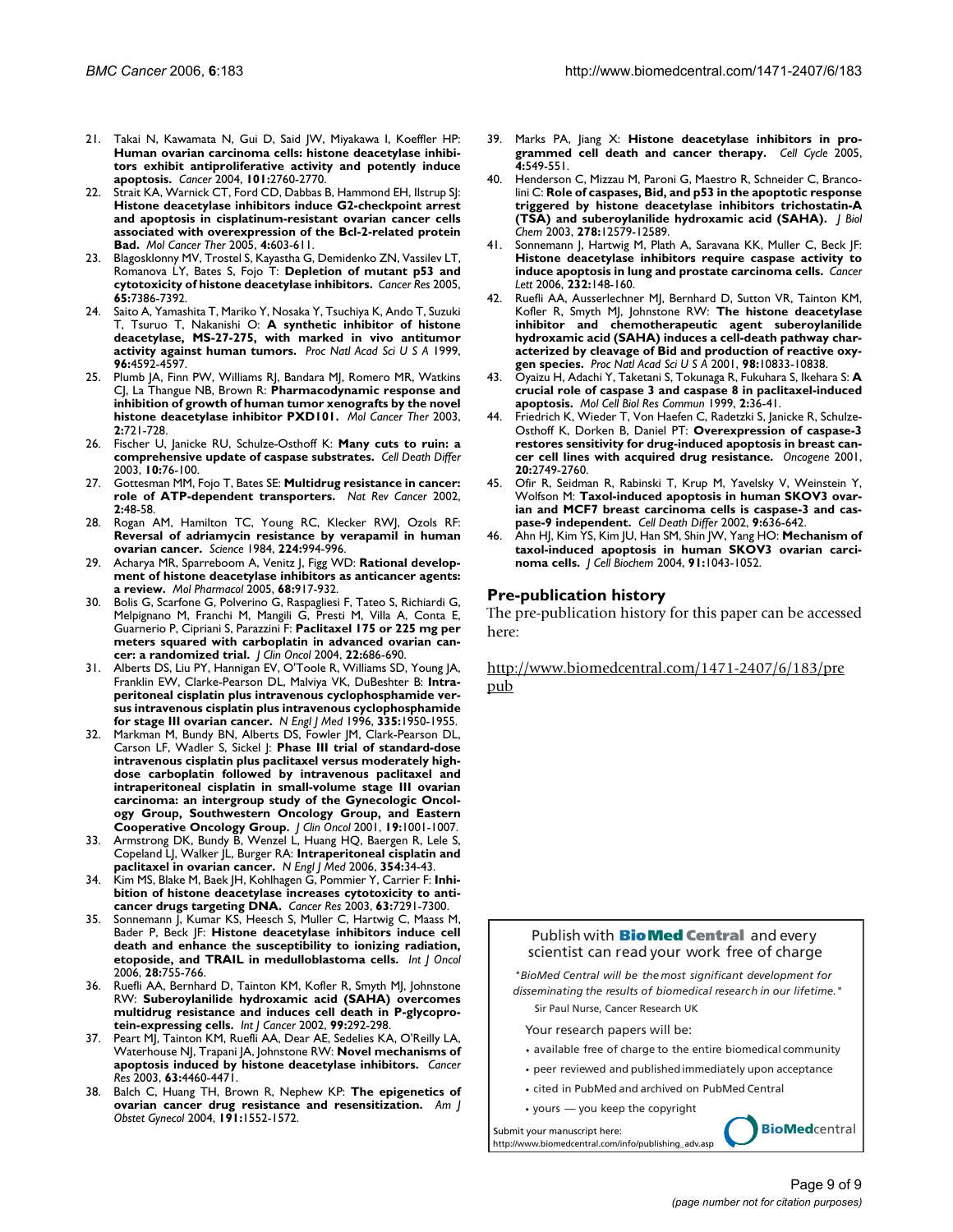21. Takai N, Kawamata N, Gui D, Said JW, Miyakawa I, Koeffler HP: **Human ovarian carcinoma cells: histone deacetylase inhibitors exhibit antiproliferative activity and potently induce apoptosis.** *Cancer* 2004, **101:**2760-2770.
22. Strait KA, Warnick CT, Ford CD, Dabbas B, Hammond EH, Ilstrup SJ: **Histone deacetylase inhibitors induce G2-checkpoint arrest and apoptosis in cisplatinum-resistant ovarian cancer cells associated with overexpression of the Bcl-2-related protein Bad.** *Mol Cancer Ther* 2005, **4:**603-611.
23. Blagosklonny MV, Trostel S, Kayastha G, Demidenko ZN, Vassilev LT, Romanova LY, Bates S, Fojo T: **Depletion of mutant p53 and cytotoxicity of histone deacetylase inhibitors.** *Cancer Res* 2005, **65:**7386-7392.
24. Saito A, Yamashita T, Mariko Y, Nosaka Y, Tsuchiya K, Ando T, Suzuki T, Tsuruo T, Nakanishi O: **A synthetic inhibitor of histone deacetylase, MS-27-275, with marked in vivo antitumor activity against human tumors.** *Proc Natl Acad Sci U S A* 1999, **96:**4592-4597.
25. Plumb JA, Finn PW, Williams RJ, Bandara MJ, Romero MR, Watkins CJ, La Thangue NB, Brown R: **Pharmacodynamic response and inhibition of growth of human tumor xenografts by the novel histone deacetylase inhibitor PXD101.** *Mol Cancer Ther* 2003, **2:**721-728.
26. Fischer U, Janicke RU, Schulze-Osthoff K: **Many cuts to ruin: a comprehensive update of caspase substrates.** *Cell Death Differ* 2003, **10:**76-100.
27. Gottesman MM, Fojo T, Bates SE: **Multidrug resistance in cancer: role of ATP-dependent transporters.** *Nat Rev Cancer* 2002, **2:**48-58.
28. Rogan AM, Hamilton TC, Young RC, Klecker RWJ, Ozols RF: **Reversal of adriamycin resistance by verapamil in human ovarian cancer.** *Science* 1984, **224:**994-996.
29. Acharya MR, Sparreboom A, Venitz J, Figg WD: **Rational development of histone deacetylase inhibitors as anticancer agents: a review.** *Mol Pharmacol* 2005, **68:**917-932.
30. Bolis G, Scarfone G, Polverino G, Raspagliesi F, Tateo S, Richiardi G, Melpignano M, Franchi M, Mangili G, Presti M, Villa A, Conta E, Guarnerio P, Cipriani S, Parazzini F: **Paclitaxel 175 or 225 mg per meters squared with carboplatin in advanced ovarian cancer: a randomized trial.** *J Clin Oncol* 2004, **22:**686-690.
31. Alberts DS, Liu PY, Hannigan EV, O'Toole R, Williams SD, Young JA, Franklin EW, Clarke-Pearson DL, Malviya VK, DuBeshter B: **Intraperitoneal cisplatin plus intravenous cyclophosphamide versus intravenous cisplatin plus intravenous cyclophosphamide for stage III ovarian cancer.** *N Engl J Med* 1996, **335:**1950-1955.
32. Markman M, Bundy BN, Alberts DS, Fowler JM, Clark-Pearson DL, Carson LF, Wadler S, Sickel J: **Phase III trial of standard-dose intravenous cisplatin plus paclitaxel versus moderately high-dose carboplatin followed by intravenous paclitaxel and intraperitoneal cisplatin in small-volume stage III ovarian carcinoma: an intergroup study of the Gynecologic Oncology Group, Southwestern Oncology Group, and Eastern Cooperative Oncology Group.** *J Clin Oncol* 2001, **19:**1001-1007.
33. Armstrong DK, Bundy B, Wenzel L, Huang HQ, Baergen R, Lele S, Copeland LJ, Walker JL, Burger RA: **Intraperitoneal cisplatin and paclitaxel in ovarian cancer.** *N Engl J Med* 2006, **354:**34-43.
34. Kim MS, Blake M, Baek JH, Kohlhagen G, Pommier Y, Carrier F: **Inhibition of histone deacetylase increases cytotoxicity to anticancer drugs targeting DNA.** *Cancer Res* 2003, **63:**7291-7300.
35. Sonnemann J, Kumar KS, Heesch S, Muller C, Hartwig C, Maass M, Bader P, Beck JF: **Histone deacetylase inhibitors induce cell death and enhance the susceptibility to ionizing radiation, etoposide, and TRAIL in medulloblastoma cells.** *Int J Oncol* 2006, **28:**755-766.
36. Ruefli AA, Bernhard D, Tainton KM, Kofler R, Smyth MJ, Johnstone RW: **Suberoylanilide hydroxamic acid (SAHA) overcomes multidrug resistance and induces cell death in P-glycoprotein-expressing cells.** *Int J Cancer* 2002, **99:**292-298.
37. Peart MJ, Tainton KM, Ruefli AA, Dear AE, Sedelies KA, O'Reilly LA, Waterhouse NJ, Trapani JA, Johnstone RW: **Novel mechanisms of apoptosis induced by histone deacetylase inhibitors.** *Cancer Res* 2003, **63:**4460-4471.
38. Balch C, Huang TH, Brown R, Nephew KP: **The epigenetics of ovarian cancer drug resistance and resensitization.** *Am J Obstet Gynecol* 2004, **191:**1552-1572.
39. Marks PA, Jiang X: **Histone deacetylase inhibitors in programmed cell death and cancer therapy.** *Cell Cycle* 2005, **4:**549-551.
40. Henderson C, Mizzau M, Paroni G, Maestro R, Schneider C, Brancolini C: **Role of caspases, Bid, and p53 in the apoptotic response triggered by histone deacetylase inhibitors trichostatin-A (TSA) and suberoylanilide hydroxamic acid (SAHA).** *J Biol Chem* 2003, **278:**12579-12589.
41. Sonnemann J, Hartwig M, Plath A, Saravana KK, Muller C, Beck JF: **Histone deacetylase inhibitors require caspase activity to induce apoptosis in lung and prostate carcinoma cells.** *Cancer Lett* 2006, **232:**148-160.
42. Ruefli AA, Ausserlechner MJ, Bernhard D, Sutton VR, Tainton KM, Kofler R, Smyth MJ, Johnstone RW: **The histone deacetylase inhibitor and chemotherapeutic agent suberoylanilide hydroxamic acid (SAHA) induces a cell-death pathway characterized by cleavage of Bid and production of reactive oxygen species.** *Proc Natl Acad Sci U S A* 2001, **98:**10833-10838.
43. Oyaizu H, Adachi Y, Taketani S, Tokunaga R, Fukuhara S, Ikehara S: **A crucial role of caspase 3 and caspase 8 in paclitaxel-induced apoptosis.** *Mol Cell Biol Res Commun* 1999, **2:**36-41.
44. Friedrich K, Wieder T, Von Haefen C, Radetzki S, Janicke R, Schulze-Osthoff K, Dorken B, Daniel PT: **Overexpression of caspase-3 restores sensitivity for drug-induced apoptosis in breast cancer cell lines with acquired drug resistance.** *Oncogene* 2001, **20:**2749-2760.
45. Ofir R, Seidman R, Rabinski T, Krup M, Yavelsky V, Weinstein Y, Wolfson M: **Taxol-induced apoptosis in human SKOV3 ovarian and MCF7 breast carcinoma cells is caspase-3 and caspase-9 independent.** *Cell Death Differ* 2002, **9:**636-642.
46. Ahn HJ, Kim YS, Kim JU, Han SM, Shin JW, Yang HO: **Mechanism of taxol-induced apoptosis in human SKOV3 ovarian carcinoma cells.** *J Cell Biochem* 2004, **91:**1043-1052.

## Pre-publication history

The pre-publication history for this paper can be accessed here:

http://www.biomedcentral.com/1471-2407/6/183/prepub

Publish with **BioMed Central** and every scientist can read your work free of charge

*"BioMed Central will be the most significant development for disseminating the results of biomedical research in our lifetime."*
Sir Paul Nurse, Cancer Research UK

Your research papers will be:

- available free of charge to the entire biomedical community
- peer reviewed and published immediately upon acceptance
- cited in PubMed and archived on PubMed Central
- yours — you keep the copyright

Submit your manuscript here:
http://www.biomedcentral.com/info/publishing_adv.asp

BioMedcentral